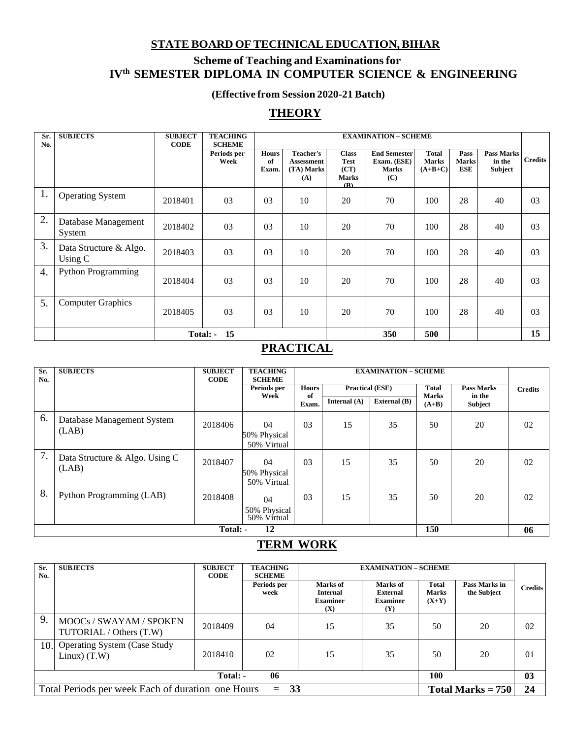# STATE BOARD OF TECHNICAL EDUCATION, BIHAR

## Scheme of Teaching and Examinations for IVth SEMESTER DIPLOMA IN COMPUTER SCIENCE & ENGINEERING

**(Effective from Session 2020-21 Batch)**

## THEORY

| Sr. No. | SUBJECTS | SUBJECT CODE | TEACHING SCHEME | EXAMINATION – SCHEME | | | | | | | Credits |
|---|---|---|---|---|---|---|---|---|---|---|---|
| | | | Periods per Week | Hours of Exam. | Teacher's Assessment (TA) Marks (A) | Class Test (CT) Marks (B) | End Semester Exam. (ESE) Marks (C) | Total Marks (A+B+C) | Pass Marks ESE | Pass Marks in the Subject | |
| 1. | Operating System | 2018401 | 03 | 03 | 10 | 20 | 70 | 100 | 28 | 40 | 03 |
| 2. | Database Management System | 2018402 | 03 | 03 | 10 | 20 | 70 | 100 | 28 | 40 | 03 |
| 3. | Data Structure & Algo. Using C | 2018403 | 03 | 03 | 10 | 20 | 70 | 100 | 28 | 40 | 03 |
| 4. | Python Programming | 2018404 | 03 | 03 | 10 | 20 | 70 | 100 | 28 | 40 | 03 |
| 5. | Computer Graphics | 2018405 | 03 | 03 | 10 | 20 | 70 | 100 | 28 | 40 | 03 |
| | | Total: - | 15 | | | | 350 | 500 | | | 15 |

## PRACTICAL

| Sr. No. | SUBJECTS | SUBJECT CODE | TEACHING SCHEME | EXAMINATION – SCHEME | | | | | Credits |
|---|---|---|---|---|---|---|---|---|---|
| | | | Periods per Week | Hours of Exam. | Practical (ESE) | | Total Marks (A+B) | Pass Marks in the Subject | |
| | | | | | Internal (A) | External (B) | | | |
| 6. | Database Management System (LAB) | 2018406 | 04 50% Physical 50% Virtual | 03 | 15 | 35 | 50 | 20 | 02 |
| 7. | Data Structure & Algo. Using C (LAB) | 2018407 | 04 50% Physical 50% Virtual | 03 | 15 | 35 | 50 | 20 | 02 |
| 8. | Python Programming (LAB) | 2018408 | 04 50% Physical 50% Virtual | 03 | 15 | 35 | 50 | 20 | 02 |
| | | Total: - | 12 | | | | 150 | | 06 |

## TERM WORK

| Sr. No. | SUBJECTS | SUBJECT CODE | TEACHING SCHEME | EXAMINATION – SCHEME | | | | Credits |
|---|---|---|---|---|---|---|---|---|
| | | | Periods per week | Marks of Internal Examiner (X) | Marks of External Examiner (Y) | Total Marks (X+Y) | Pass Marks in the Subject | |
| 9. | MOOCs / SWAYAM / SPOKEN TUTORIAL / Others (T.W) | 2018409 | 04 | 15 | 35 | 50 | 20 | 02 |
| 10. | Operating System (Case Study Linux) (T.W) | 2018410 | 02 | 15 | 35 | 50 | 20 | 01 |
| | | Total: - | 06 | | | 100 | | 03 |
| | Total Periods per week Each of duration one Hours | | = 33 | | | | Total Marks = 750 | 24 |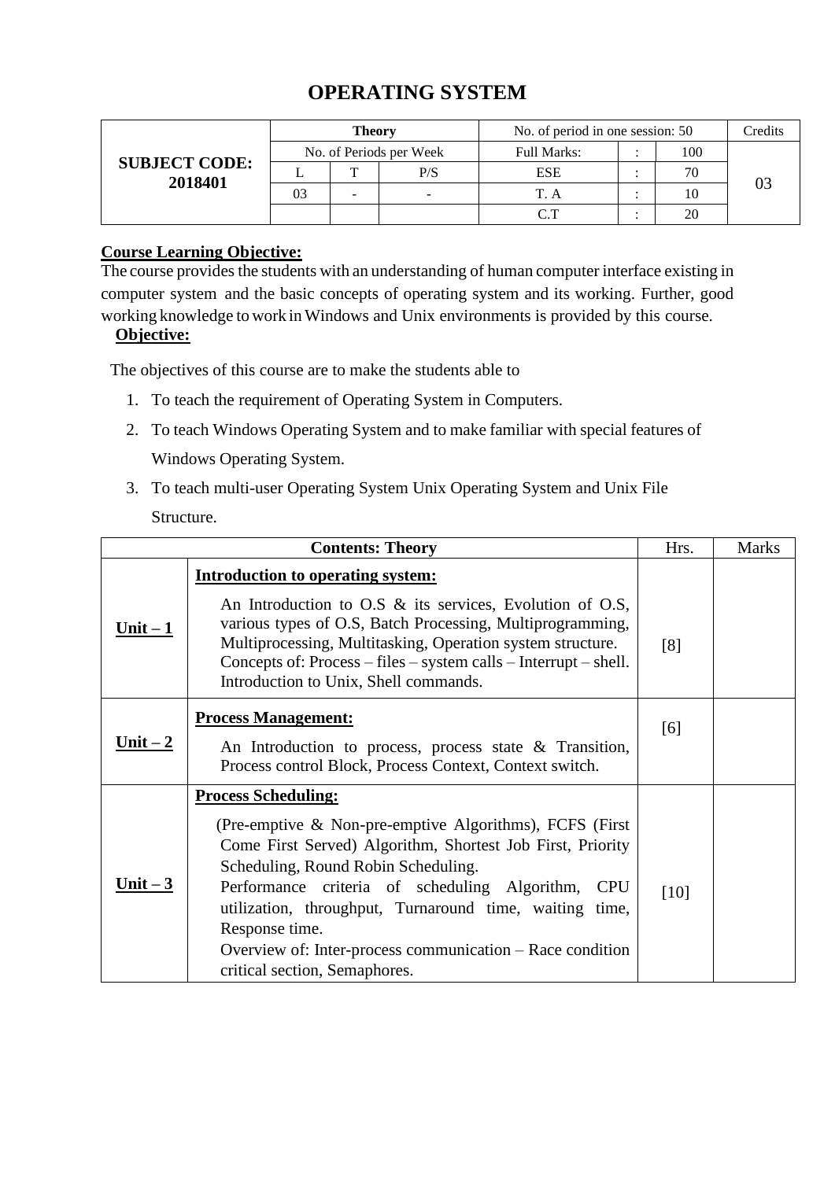# OPERATING SYSTEM

| SUBJECT CODE: 2018401 | Theory | | | No. of period in one session: 50 | | | Credits |
|---|---|---|---|---|---|---|---|
| | No. of Periods per Week | | | Full Marks: | : | 100 | 03 |
| | L | T | P/S | ESE | : | 70 | |
| | 03 | - | - | T. A | : | 10 | |
| | | | | C.T | : | 20 | |

**Course Learning Objective:**

The course provides the students with an understanding of human computer interface existing in computer system and the basic concepts of operating system and its working. Further, good working knowledge to work in Windows and Unix environments is provided by this course.

**Objective:**

The objectives of this course are to make the students able to

1. To teach the requirement of Operating System in Computers.
2. To teach Windows Operating System and to make familiar with special features of Windows Operating System.
3. To teach multi-user Operating System Unix Operating System and Unix File Structure.

| Contents: Theory | | Hrs. | Marks |
|---|---|---|---|
| **Unit – 1** | **Introduction to operating system:** An Introduction to O.S & its services, Evolution of O.S, various types of O.S, Batch Processing, Multiprogramming, Multiprocessing, Multitasking, Operation system structure. Concepts of: Process – files – system calls – Interrupt – shell. Introduction to Unix, Shell commands. | [8] | |
| **Unit – 2** | **Process Management:** An Introduction to process, process state & Transition, Process control Block, Process Context, Context switch. | [6] | |
| **Unit – 3** | **Process Scheduling:** (Pre-emptive & Non-pre-emptive Algorithms), FCFS (First Come First Served) Algorithm, Shortest Job First, Priority Scheduling, Round Robin Scheduling. Performance criteria of scheduling Algorithm, CPU utilization, throughput, Turnaround time, waiting time, Response time. Overview of: Inter-process communication – Race condition critical section, Semaphores. | [10] | |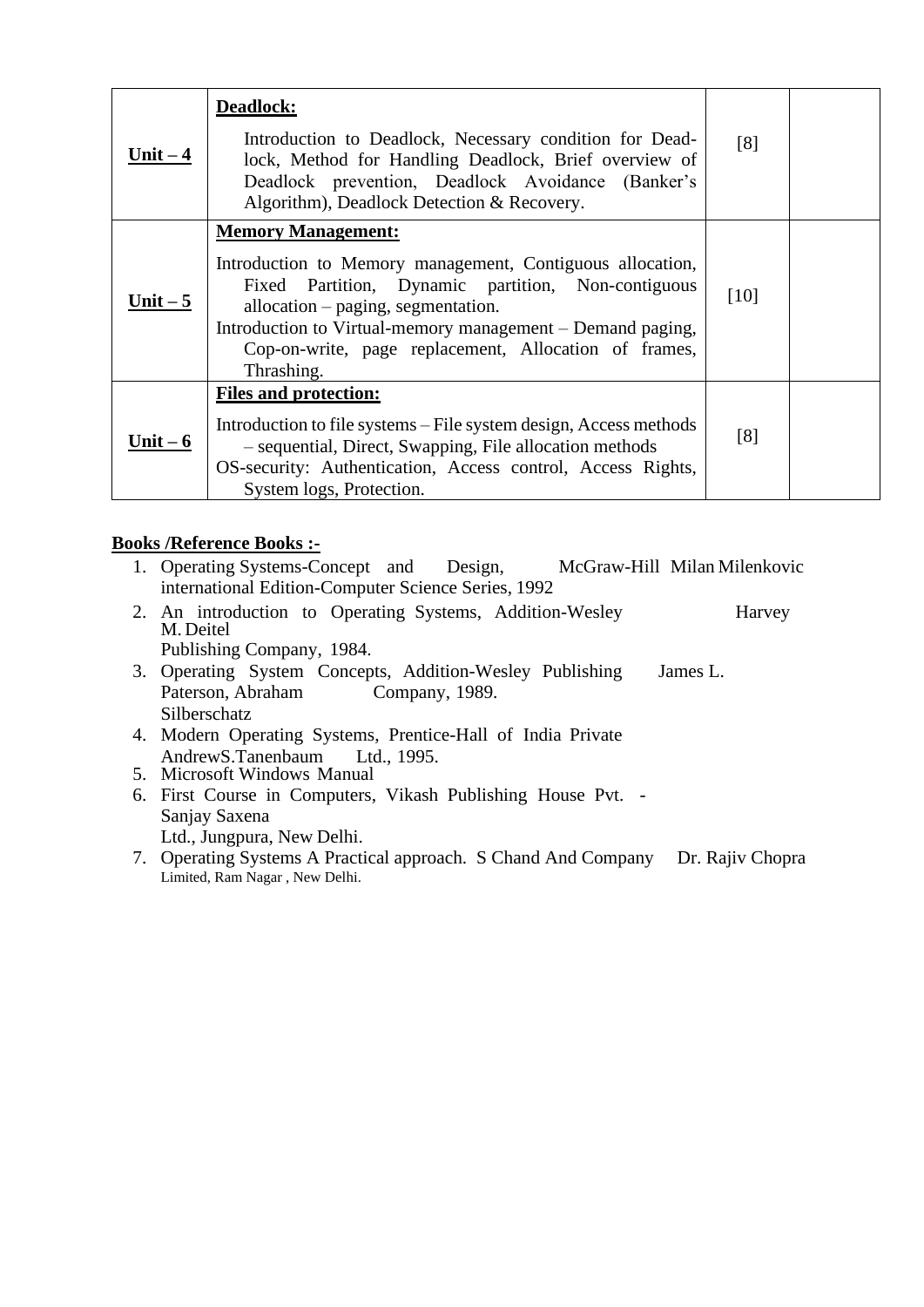| | | | |
|---|---|---|---|
| **Unit – 4** | **Deadlock:**<br>Introduction to Deadlock, Necessary condition for Dead-lock, Method for Handling Deadlock, Brief overview of Deadlock prevention, Deadlock Avoidance (Banker's Algorithm), Deadlock Detection & Recovery. | [8] | |
| **Unit – 5** | **Memory Management:**<br>Introduction to Memory management, Contiguous allocation, Fixed Partition, Dynamic partition, Non-contiguous allocation – paging, segmentation.<br>Introduction to Virtual-memory management – Demand paging, Cop-on-write, page replacement, Allocation of frames, Thrashing. | [10] | |
| **Unit – 6** | **Files and protection:**<br>Introduction to file systems – File system design, Access methods – sequential, Direct, Swapping, File allocation methods<br>OS-security: Authentication, Access control, Access Rights, System logs, Protection. | [8] | |

**Books /Reference Books :-**

1. Operating Systems-Concept and Design, McGraw-Hill Milan Milenkovic international Edition-Computer Science Series, 1992
2. An introduction to Operating Systems, Addition-Wesley Harvey M. Deitel Publishing Company, 1984.
3. Operating System Concepts, Addition-Wesley Publishing James L. Paterson, Abraham Company, 1989. Silberschatz
4. Modern Operating Systems, Prentice-Hall of India Private AndrewS.Tanenbaum Ltd., 1995.
5. Microsoft Windows Manual
6. First Course in Computers, Vikash Publishing House Pvt. - Sanjay Saxena Ltd., Jungpura, New Delhi.
7. Operating Systems A Practical approach. S Chand And Company Dr. Rajiv Chopra Limited, Ram Nagar , New Delhi.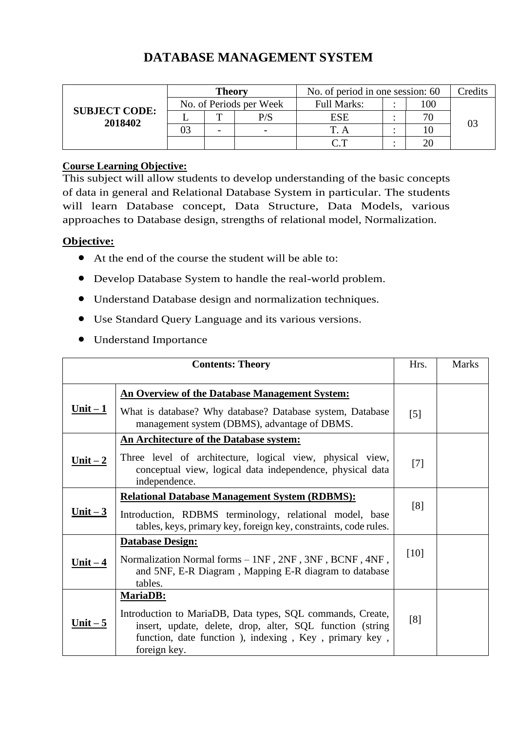# DATABASE MANAGEMENT SYSTEM

| SUBJECT CODE: 2018402 | Theory | | | No. of period in one session: 60 | | | Credits |
|---|---|---|---|---|---|---|---|
| | No. of Periods per Week | | | Full Marks: | : | 100 | 03 |
| | L | T | P/S | ESE | : | 70 | |
| | 03 | - | - | T. A | : | 10 | |
| | | | | C.T | : | 20 | |

**Course Learning Objective:**

This subject will allow students to develop understanding of the basic concepts of data in general and Relational Database System in particular. The students will learn Database concept, Data Structure, Data Models, various approaches to Database design, strengths of relational model, Normalization.

**Objective:**

- At the end of the course the student will be able to:
- Develop Database System to handle the real-world problem.
- Understand Database design and normalization techniques.
- Use Standard Query Language and its various versions.
- Understand Importance

| Contents: Theory | | Hrs. | Marks |
|---|---|---|---|
| **Unit – 1** | **An Overview of the Database Management System:** What is database? Why database? Database system, Database management system (DBMS), advantage of DBMS. | [5] | |
| **Unit – 2** | **An Architecture of the Database system:** Three level of architecture, logical view, physical view, conceptual view, logical data independence, physical data independence. | [7] | |
| **Unit – 3** | **Relational Database Management System (RDBMS):** Introduction, RDBMS terminology, relational model, base tables, keys, primary key, foreign key, constraints, code rules. | [8] | |
| **Unit – 4** | **Database Design:** Normalization Normal forms – 1NF , 2NF , 3NF , BCNF , 4NF , and 5NF, E-R Diagram , Mapping E-R diagram to database tables. | [10] | |
| **Unit – 5** | **MariaDB:** Introduction to MariaDB, Data types, SQL commands, Create, insert, update, delete, drop, alter, SQL function (string function, date function ), indexing , Key , primary key , foreign key. | [8] | |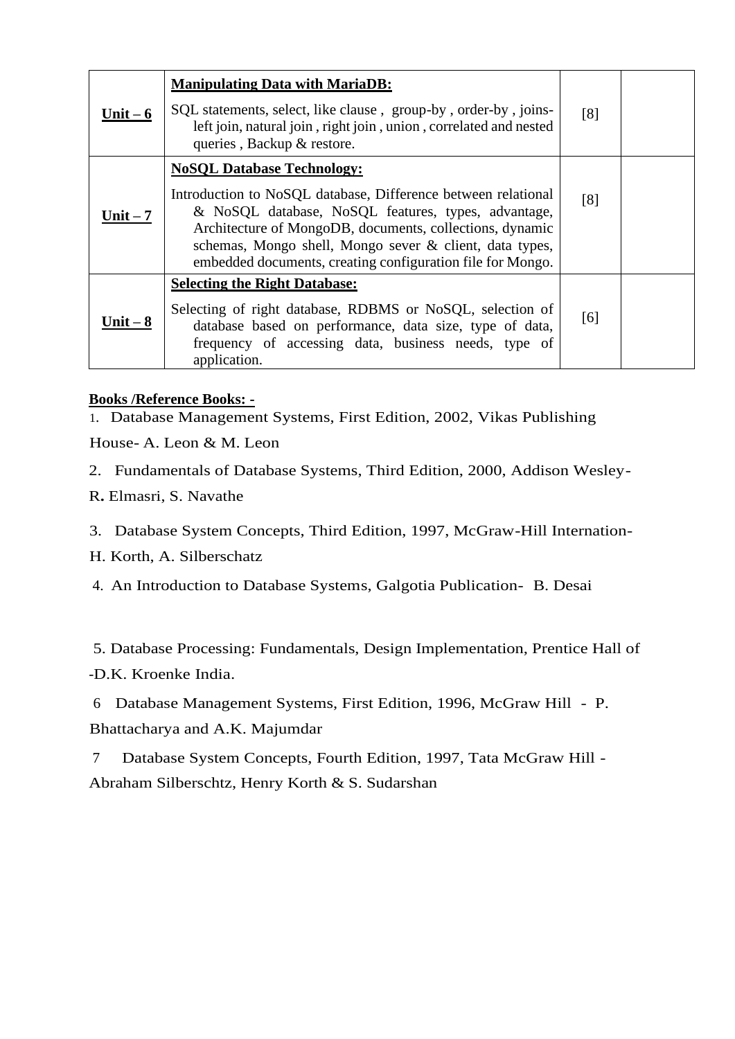| | | | |
|---|---|---|---|
| **Unit – 6** | **Manipulating Data with MariaDB:**<br>SQL statements, select, like clause , group-by , order-by , joins-left join, natural join , right join , union , correlated and nested queries , Backup & restore. | [8] | |
| **Unit – 7** | **NoSQL Database Technology:**<br>Introduction to NoSQL database, Difference between relational & NoSQL database, NoSQL features, types, advantage, Architecture of MongoDB, documents, collections, dynamic schemas, Mongo shell, Mongo sever & client, data types, embedded documents, creating configuration file for Mongo. | [8] | |
| **Unit – 8** | **Selecting the Right Database:**<br>Selecting of right database, RDBMS or NoSQL, selection of database based on performance, data size, type of data, frequency of accessing data, business needs, type of application. | [6] | |

**Books /Reference Books: -**

1. Database Management Systems, First Edition, 2002, Vikas Publishing House- A. Leon & M. Leon

2. Fundamentals of Database Systems, Third Edition, 2000, Addison Wesley- R. Elmasri, S. Navathe

3. Database System Concepts, Third Edition, 1997, McGraw-Hill Internation- H. Korth, A. Silberschatz

4. An Introduction to Database Systems, Galgotia Publication- B. Desai

5. Database Processing: Fundamentals, Design Implementation, Prentice Hall of -D.K. Kroenke India.

6 Database Management Systems, First Edition, 1996, McGraw Hill - P. Bhattacharya and A.K. Majumdar

7 Database System Concepts, Fourth Edition, 1997, Tata McGraw Hill - Abraham Silberschtz, Henry Korth & S. Sudarshan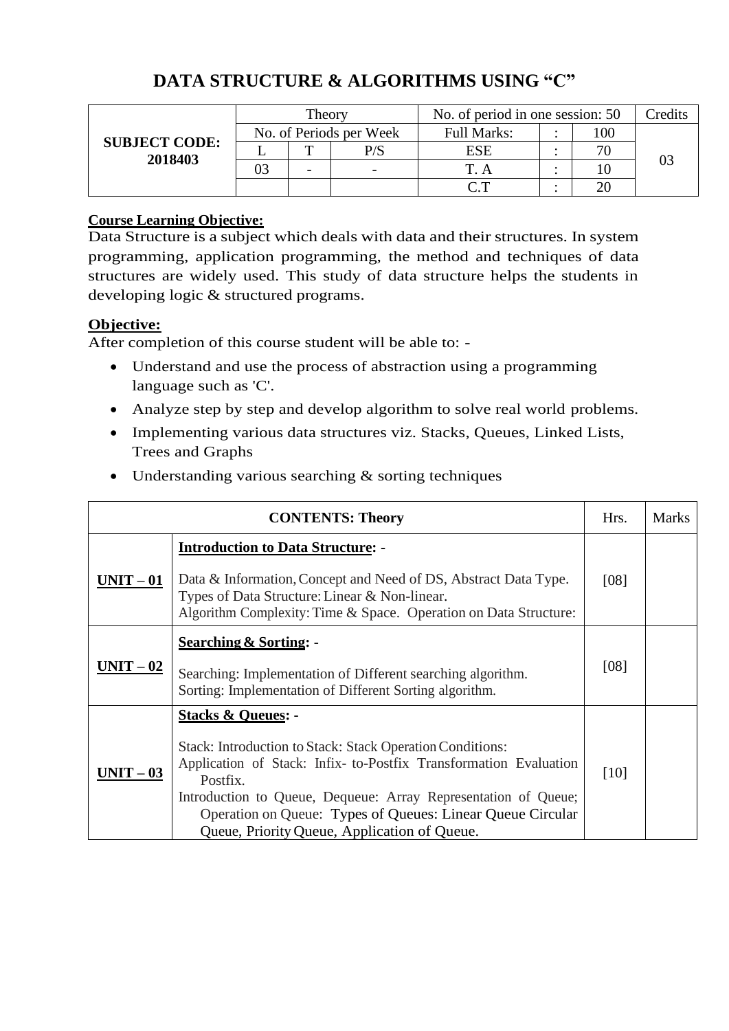# DATA STRUCTURE & ALGORITHMS USING "C"

| SUBJECT CODE: 2018403 | Theory | | | No. of period in one session: 50 | | | Credits |
|---|---|---|---|---|---|---|---|
| | No. of Periods per Week | | | Full Marks: | : | 100 | 03 |
| | L | T | P/S | ESE | : | 70 | |
| | 03 | - | - | T. A | : | 10 | |
| | | | | C.T | : | 20 | |

**Course Learning Objective:**

Data Structure is a subject which deals with data and their structures. In system programming, application programming, the method and techniques of data structures are widely used. This study of data structure helps the students in developing logic & structured programs.

**Objective:**

After completion of this course student will be able to: -

- Understand and use the process of abstraction using a programming language such as 'C'.
- Analyze step by step and develop algorithm to solve real world problems.
- Implementing various data structures viz. Stacks, Queues, Linked Lists, Trees and Graphs
- Understanding various searching & sorting techniques

| CONTENTS: Theory | | Hrs. | Marks |
|---|---|---|---|
| **UNIT – 01** | **Introduction to Data Structure: -** <br> Data & Information, Concept and Need of DS, Abstract Data Type. Types of Data Structure: Linear & Non-linear. Algorithm Complexity: Time & Space. Operation on Data Structure: | [08] | |
| **UNIT – 02** | **Searching & Sorting: -** <br> Searching: Implementation of Different searching algorithm. Sorting: Implementation of Different Sorting algorithm. | [08] | |
| **UNIT – 03** | **Stacks & Queues: -** <br> Stack: Introduction to Stack: Stack Operation Conditions: Application of Stack: Infix- to-Postfix Transformation Evaluation Postfix. Introduction to Queue, Dequeue: Array Representation of Queue; Operation on Queue: Types of Queues: Linear Queue Circular Queue, Priority Queue, Application of Queue. | [10] | |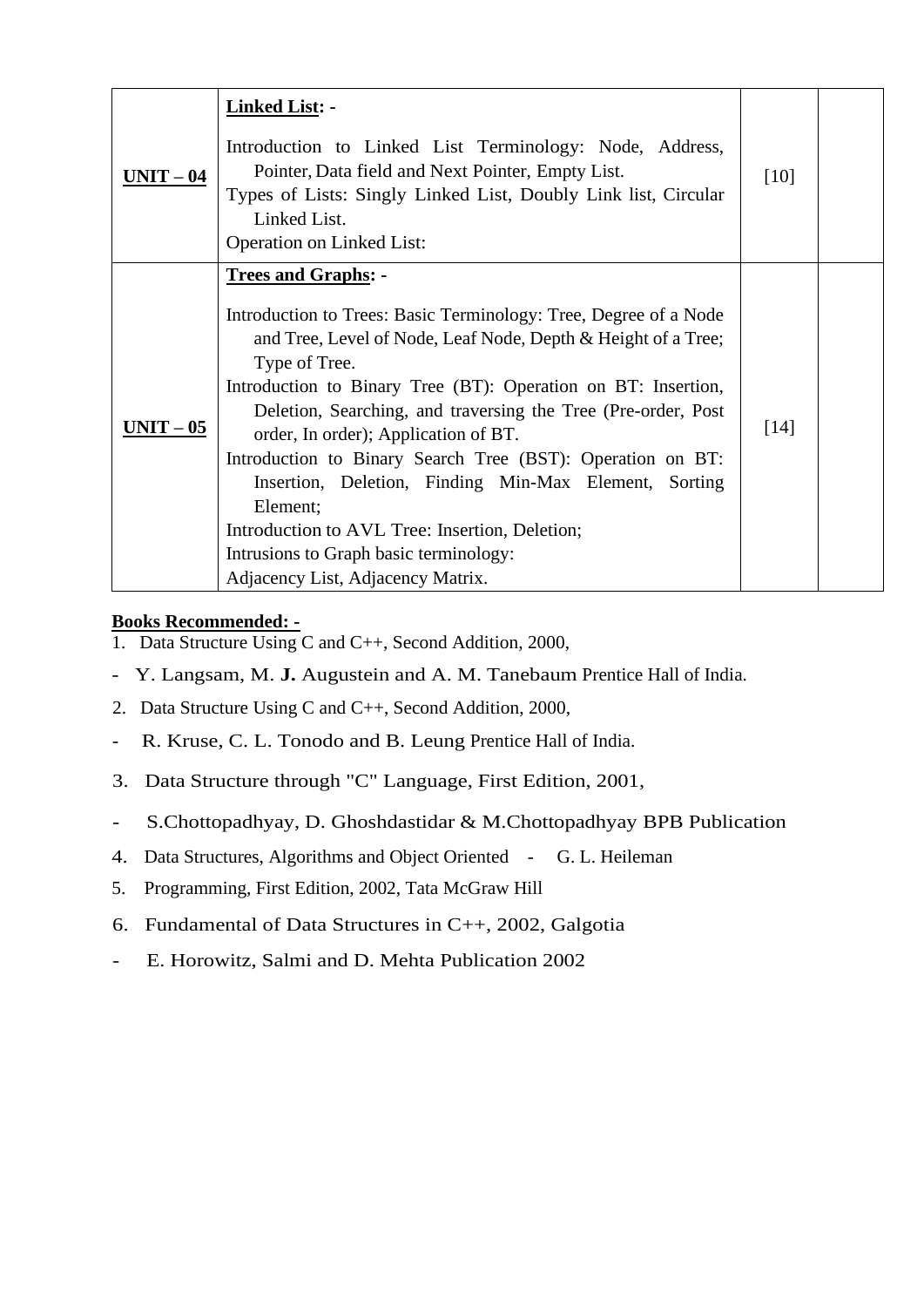| | | | |
|---|---|---|---|
| **UNIT – 04** | **Linked List: -**<br><br>Introduction to Linked List Terminology: Node, Address, Pointer, Data field and Next Pointer, Empty List.<br>Types of Lists: Singly Linked List, Doubly Link list, Circular Linked List.<br>Operation on Linked List: | [10] | |
| **UNIT – 05** | **Trees and Graphs: -**<br><br>Introduction to Trees: Basic Terminology: Tree, Degree of a Node and Tree, Level of Node, Leaf Node, Depth & Height of a Tree; Type of Tree.<br>Introduction to Binary Tree (BT): Operation on BT: Insertion, Deletion, Searching, and traversing the Tree (Pre-order, Post order, In order); Application of BT.<br>Introduction to Binary Search Tree (BST): Operation on BT: Insertion, Deletion, Finding Min-Max Element, Sorting Element;<br>Introduction to AVL Tree: Insertion, Deletion;<br>Intrusions to Graph basic terminology:<br>Adjacency List, Adjacency Matrix. | [14] | |

**Books Recommended: -**

1. Data Structure Using C and C++, Second Addition, 2000,
- Y. Langsam, M. **J.** Augustein and A. M. Tanebaum Prentice Hall of India.
2. Data Structure Using C and C++, Second Addition, 2000,
- R. Kruse, C. L. Tonodo and B. Leung Prentice Hall of India.
3. Data Structure through "C" Language, First Edition, 2001,
- S.Chottopadhyay, D. Ghoshdastidar & M.Chottopadhyay BPB Publication
4. Data Structures, Algorithms and Object Oriented - G. L. Heileman
5. Programming, First Edition, 2002, Tata McGraw Hill
6. Fundamental of Data Structures in C++, 2002, Galgotia
- E. Horowitz, Salmi and D. Mehta Publication 2002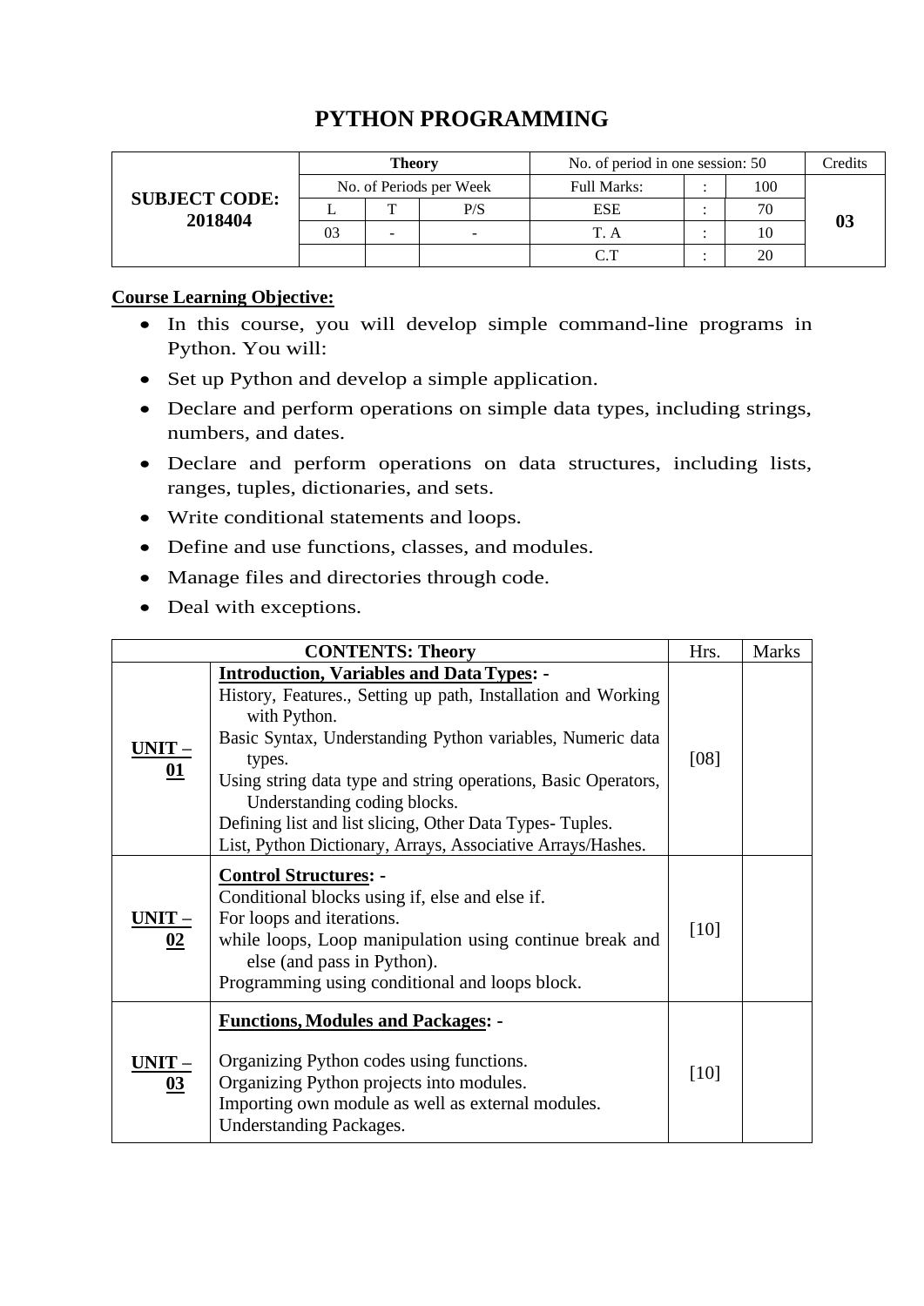# PYTHON PROGRAMMING

| SUBJECT CODE: 2018404 | Theory | | | No. of period in one session: 50 | | | Credits |
|---|---|---|---|---|---|---|---|
| | No. of Periods per Week | | | Full Marks: | : | 100 | 03 |
| | L | T | P/S | ESE | : | 70 | |
| | 03 | - | - | T. A | : | 10 | |
| | | | | C.T | : | 20 | |

**Course Learning Objective:**

- In this course, you will develop simple command-line programs in Python. You will:
- Set up Python and develop a simple application.
- Declare and perform operations on simple data types, including strings, numbers, and dates.
- Declare and perform operations on data structures, including lists, ranges, tuples, dictionaries, and sets.
- Write conditional statements and loops.
- Define and use functions, classes, and modules.
- Manage files and directories through code.
- Deal with exceptions.

| CONTENTS: Theory | | Hrs. | Marks |
|---|---|---|---|
| **UNIT – 01** | **Introduction, Variables and Data Types: -**<br>History, Features., Setting up path, Installation and Working with Python.<br>Basic Syntax, Understanding Python variables, Numeric data types.<br>Using string data type and string operations, Basic Operators, Understanding coding blocks.<br>Defining list and list slicing, Other Data Types- Tuples.<br>List, Python Dictionary, Arrays, Associative Arrays/Hashes. | [08] | |
| **UNIT – 02** | **Control Structures: -**<br>Conditional blocks using if, else and else if.<br>For loops and iterations.<br>while loops, Loop manipulation using continue break and else (and pass in Python).<br>Programming using conditional and loops block. | [10] | |
| **UNIT – 03** | **Functions, Modules and Packages: -**<br>Organizing Python codes using functions.<br>Organizing Python projects into modules.<br>Importing own module as well as external modules.<br>Understanding Packages. | [10] | |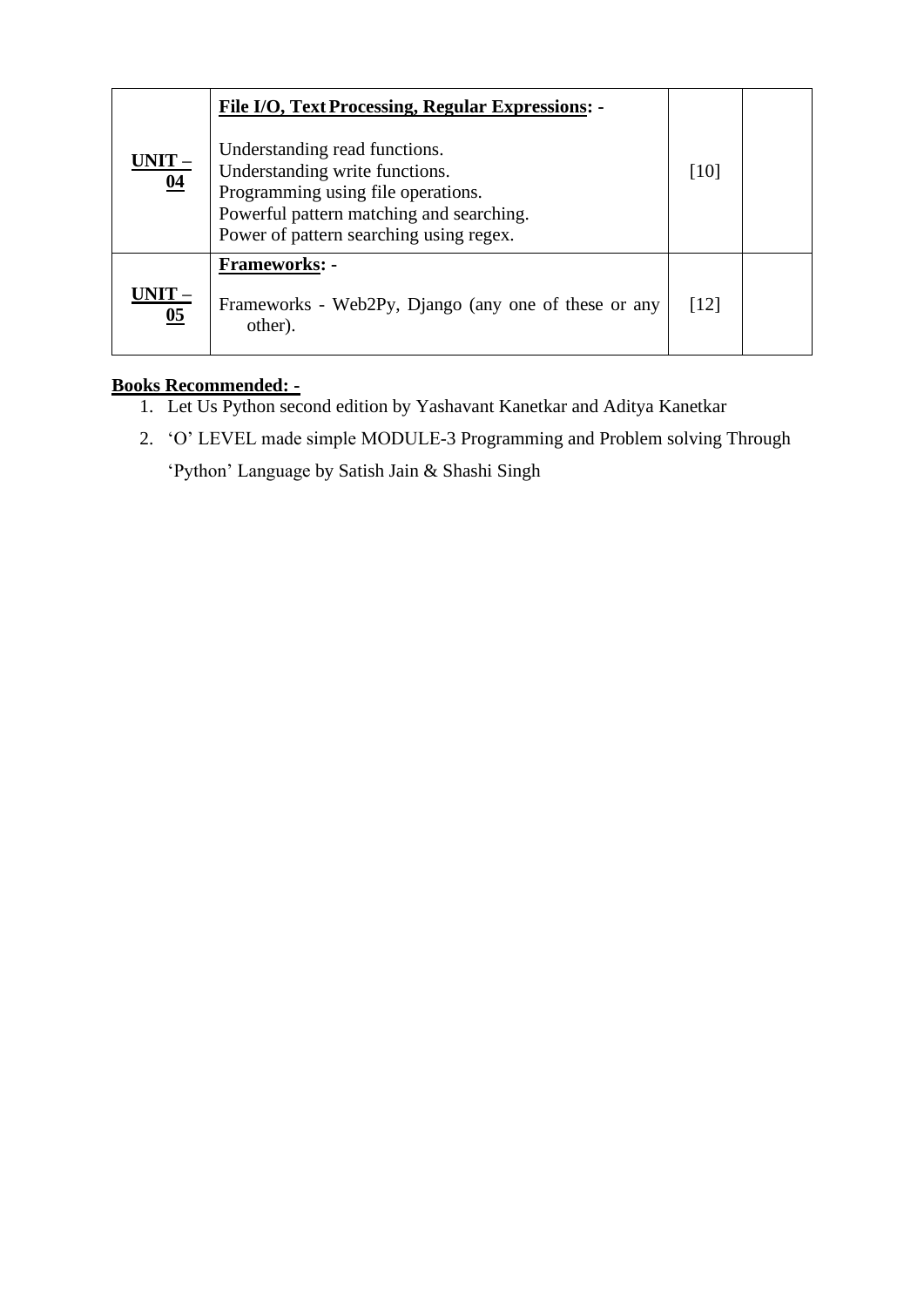| | | | |
|---|---|---|---|
| **UNIT – 04** | **File I/O, Text Processing, Regular Expressions: -**<br><br>Understanding read functions.<br>Understanding write functions.<br>Programming using file operations.<br>Powerful pattern matching and searching.<br>Power of pattern searching using regex. | [10] | |
| **UNIT – 05** | **Frameworks: -**<br><br>Frameworks - Web2Py, Django (any one of these or any other). | [12] | |

**Books Recommended: -**

1. Let Us Python second edition by Yashavant Kanetkar and Aditya Kanetkar
2. 'O' LEVEL made simple MODULE-3 Programming and Problem solving Through 'Python' Language by Satish Jain & Shashi Singh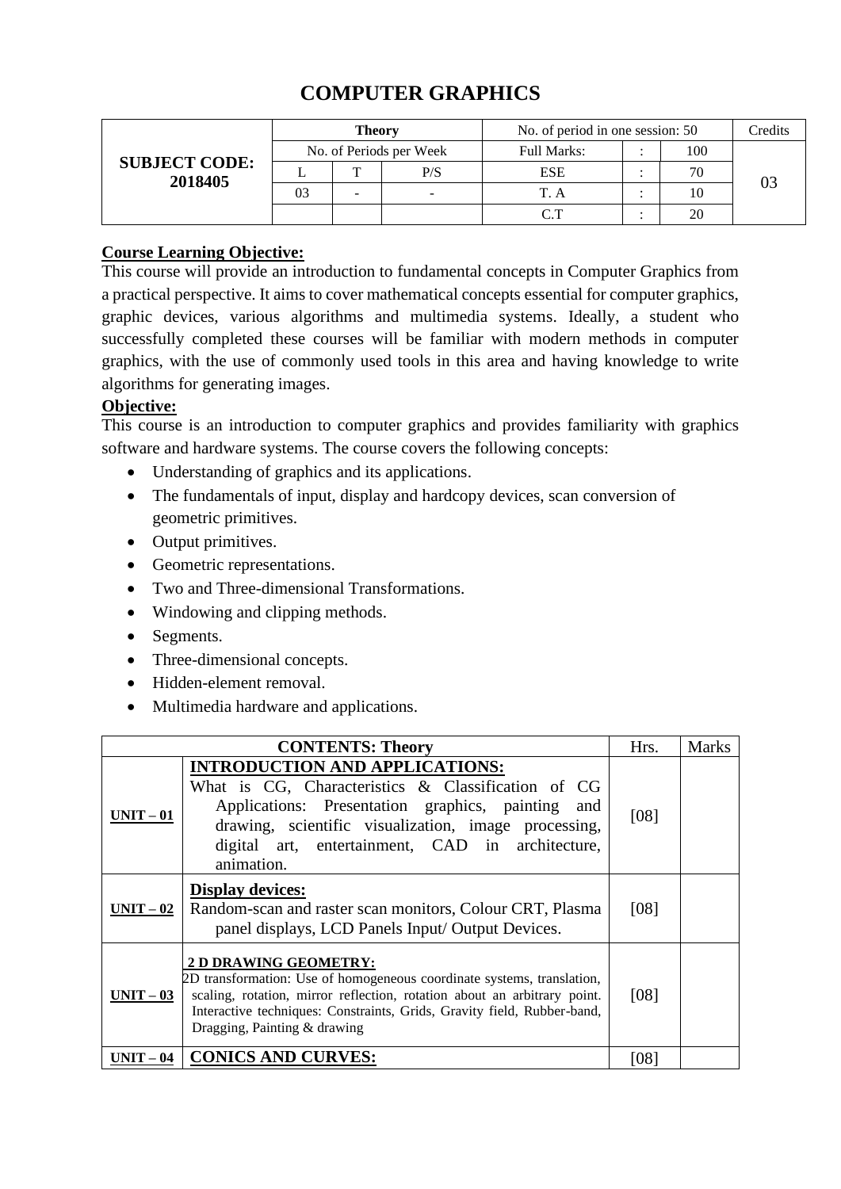# COMPUTER GRAPHICS

| SUBJECT CODE: 2018405 | Theory | | | No. of period in one session: 50 | | | Credits |
|---|---|---|---|---|---|---|---|
| | No. of Periods per Week | | | Full Marks: | : | 100 | 03 |
| | L | T | P/S | ESE | : | 70 | |
| | 03 | - | - | T. A | : | 10 | |
| | | | | C.T | : | 20 | |

**Course Learning Objective:**

This course will provide an introduction to fundamental concepts in Computer Graphics from a practical perspective. It aims to cover mathematical concepts essential for computer graphics, graphic devices, various algorithms and multimedia systems. Ideally, a student who successfully completed these courses will be familiar with modern methods in computer graphics, with the use of commonly used tools in this area and having knowledge to write algorithms for generating images.

**Objective:**

This course is an introduction to computer graphics and provides familiarity with graphics software and hardware systems. The course covers the following concepts:

- Understanding of graphics and its applications.
- The fundamentals of input, display and hardcopy devices, scan conversion of geometric primitives.
- Output primitives.
- Geometric representations.
- Two and Three-dimensional Transformations.
- Windowing and clipping methods.
- Segments.
- Three-dimensional concepts.
- Hidden-element removal.
- Multimedia hardware and applications.

| CONTENTS: Theory | | Hrs. | Marks |
|---|---|---|---|
| **UNIT – 01** | **INTRODUCTION AND APPLICATIONS:** What is CG, Characteristics & Classification of CG Applications: Presentation graphics, painting and drawing, scientific visualization, image processing, digital art, entertainment, CAD in architecture, animation. | [08] | |
| **UNIT – 02** | **Display devices:** Random-scan and raster scan monitors, Colour CRT, Plasma panel displays, LCD Panels Input/ Output Devices. | [08] | |
| **UNIT – 03** | **2 D DRAWING GEOMETRY:** 2D transformation: Use of homogeneous coordinate systems, translation, scaling, rotation, mirror reflection, rotation about an arbitrary point. Interactive techniques: Constraints, Grids, Gravity field, Rubber-band, Dragging, Painting & drawing | [08] | |
| **UNIT – 04** | **CONICS AND CURVES:** | [08] | |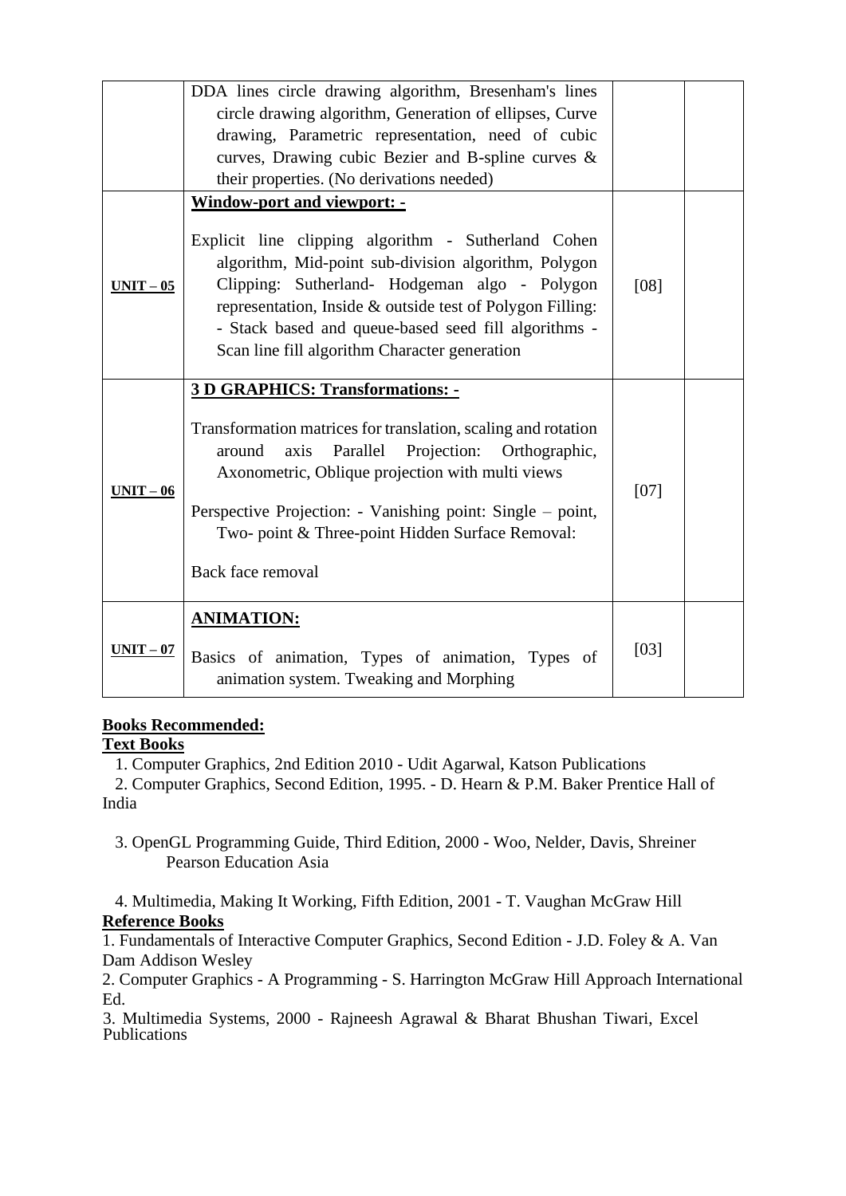| | | | |
|---|---|---|---|
| | DDA lines circle drawing algorithm, Bresenham's lines circle drawing algorithm, Generation of ellipses, Curve drawing, Parametric representation, need of cubic curves, Drawing cubic Bezier and B-spline curves & their properties. (No derivations needed) | | |
| **UNIT – 05** | **Window-port and viewport: -**<br><br>Explicit line clipping algorithm - Sutherland Cohen algorithm, Mid-point sub-division algorithm, Polygon Clipping: Sutherland- Hodgeman algo - Polygon representation, Inside & outside test of Polygon Filling: - Stack based and queue-based seed fill algorithms - Scan line fill algorithm Character generation | [08] | |
| **UNIT – 06** | **3 D GRAPHICS: Transformations: -**<br><br>Transformation matrices for translation, scaling and rotation around axis Parallel Projection: Orthographic, Axonometric, Oblique projection with multi views<br><br>Perspective Projection: - Vanishing point: Single – point, Two- point & Three-point Hidden Surface Removal:<br><br>Back face removal | [07] | |
| **UNIT – 07** | **ANIMATION:**<br><br>Basics of animation, Types of animation, Types of animation system. Tweaking and Morphing | [03] | |

**Books Recommended:**

**Text Books**

1. Computer Graphics, 2nd Edition 2010 - Udit Agarwal, Katson Publications
2. Computer Graphics, Second Edition, 1995. - D. Hearn & P.M. Baker Prentice Hall of India
3. OpenGL Programming Guide, Third Edition, 2000 - Woo, Nelder, Davis, Shreiner Pearson Education Asia
4. Multimedia, Making It Working, Fifth Edition, 2001 - T. Vaughan McGraw Hill

**Reference Books**

1. Fundamentals of Interactive Computer Graphics, Second Edition - J.D. Foley & A. Van Dam Addison Wesley
2. Computer Graphics - A Programming - S. Harrington McGraw Hill Approach International Ed.
3. Multimedia Systems, 2000 - Rajneesh Agrawal & Bharat Bhushan Tiwari, Excel Publications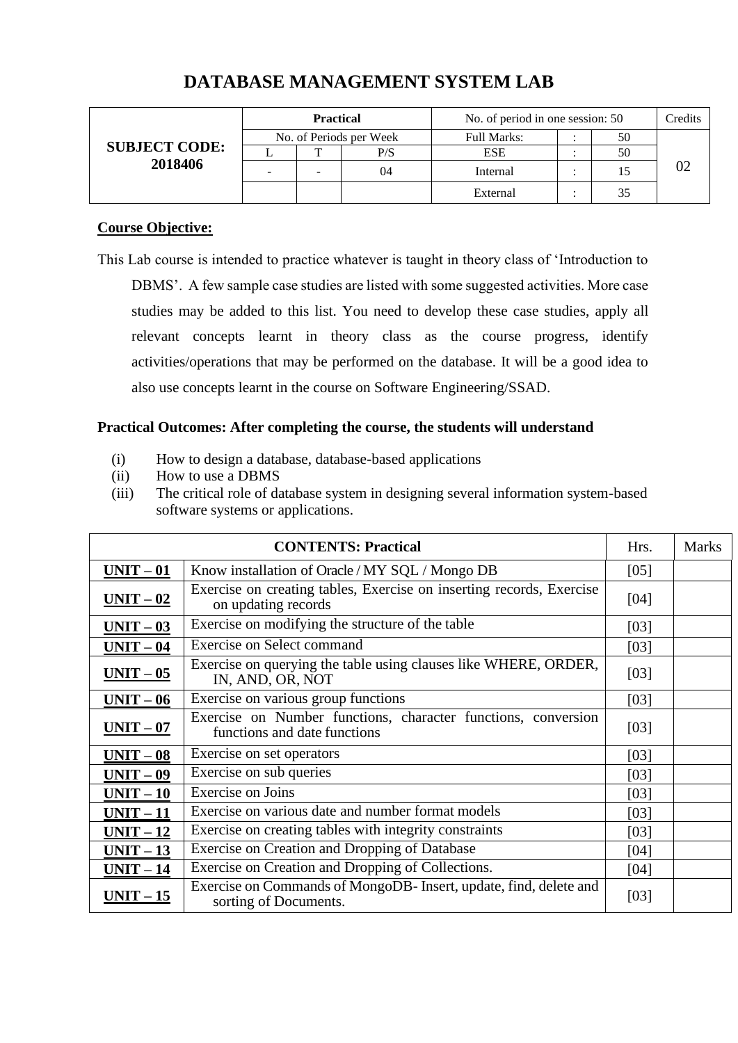# DATABASE MANAGEMENT SYSTEM LAB

| SUBJECT CODE: 2018406 | Practical | | | No. of period in one session: 50 | | | Credits |
|---|---|---|---|---|---|---|---|
| | No. of Periods per Week | | | Full Marks: | : | 50 | 02 |
| | L | T | P/S | ESE | : | 50 | |
| | - | - | 04 | Internal | : | 15 | |
| | | | | External | : | 35 | |

**Course Objective:**

This Lab course is intended to practice whatever is taught in theory class of 'Introduction to DBMS'. A few sample case studies are listed with some suggested activities. More case studies may be added to this list. You need to develop these case studies, apply all relevant concepts learnt in theory class as the course progress, identify activities/operations that may be performed on the database. It will be a good idea to also use concepts learnt in the course on Software Engineering/SSAD.

**Practical Outcomes: After completing the course, the students will understand**

(i) How to design a database, database-based applications
(ii) How to use a DBMS
(iii) The critical role of database system in designing several information system-based software systems or applications.

| CONTENTS: Practical | | Hrs. | Marks |
|---|---|---|---|
| **UNIT – 01** | Know installation of Oracle / MY SQL / Mongo DB | [05] | |
| **UNIT – 02** | Exercise on creating tables, Exercise on inserting records, Exercise on updating records | [04] | |
| **UNIT – 03** | Exercise on modifying the structure of the table | [03] | |
| **UNIT – 04** | Exercise on Select command | [03] | |
| **UNIT – 05** | Exercise on querying the table using clauses like WHERE, ORDER, IN, AND, OR, NOT | [03] | |
| **UNIT – 06** | Exercise on various group functions | [03] | |
| **UNIT – 07** | Exercise on Number functions, character functions, conversion functions and date functions | [03] | |
| **UNIT – 08** | Exercise on set operators | [03] | |
| **UNIT – 09** | Exercise on sub queries | [03] | |
| **UNIT – 10** | Exercise on Joins | [03] | |
| **UNIT – 11** | Exercise on various date and number format models | [03] | |
| **UNIT – 12** | Exercise on creating tables with integrity constraints | [03] | |
| **UNIT – 13** | Exercise on Creation and Dropping of Database | [04] | |
| **UNIT – 14** | Exercise on Creation and Dropping of Collections. | [04] | |
| **UNIT – 15** | Exercise on Commands of MongoDB- Insert, update, find, delete and sorting of Documents. | [03] | |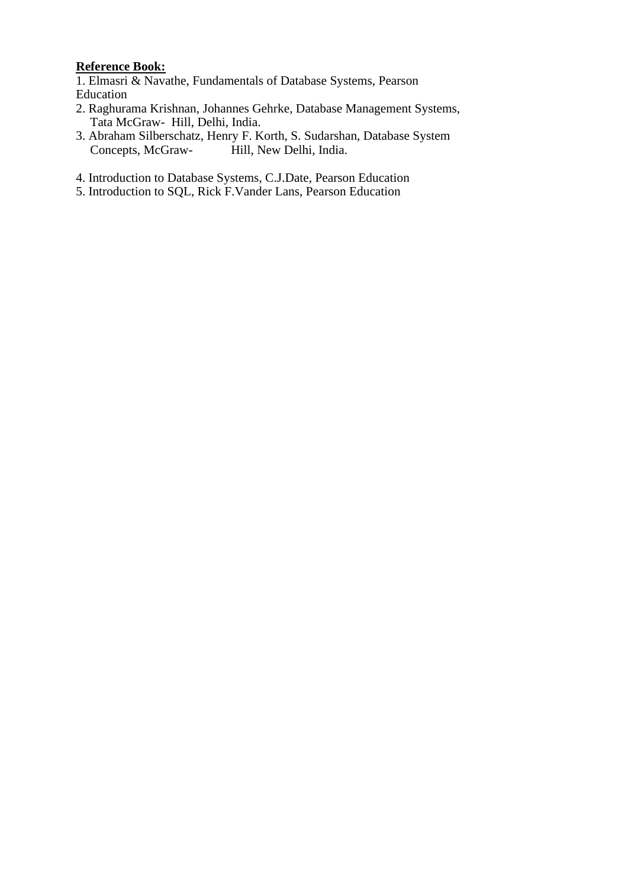**Reference Book:**

1. Elmasri & Navathe, Fundamentals of Database Systems, Pearson Education
2. Raghurama Krishnan, Johannes Gehrke, Database Management Systems, Tata McGraw- Hill, Delhi, India.
3. Abraham Silberschatz, Henry F. Korth, S. Sudarshan, Database System Concepts, McGraw- Hill, New Delhi, India.
4. Introduction to Database Systems, C.J.Date, Pearson Education
5. Introduction to SQL, Rick F.Vander Lans, Pearson Education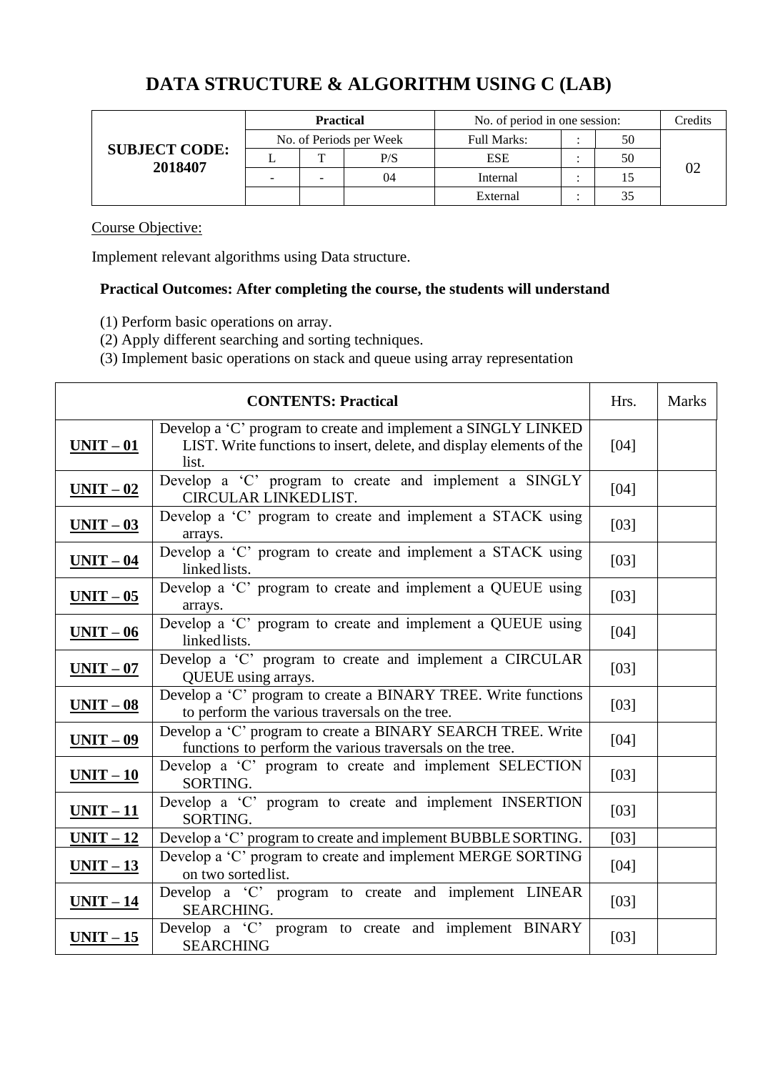# DATA STRUCTURE & ALGORITHM USING C (LAB)

| SUBJECT CODE: 2018407 | Practical | | | No. of period in one session: | | | Credits |
|---|---|---|---|---|---|---|---|
| | No. of Periods per Week | | | Full Marks: | : | 50 | 02 |
| | L | T | P/S | ESE | : | 50 | |
| | - | - | 04 | Internal | : | 15 | |
| | | | | External | : | 35 | |

Course Objective:

Implement relevant algorithms using Data structure.

**Practical Outcomes: After completing the course, the students will understand**

(1) Perform basic operations on array.
(2) Apply different searching and sorting techniques.
(3) Implement basic operations on stack and queue using array representation

| CONTENTS: Practical | | Hrs. | Marks |
|---|---|---|---|
| **UNIT – 01** | Develop a 'C' program to create and implement a SINGLY LINKED LIST. Write functions to insert, delete, and display elements of the list. | [04] | |
| **UNIT – 02** | Develop a 'C' program to create and implement a SINGLY CIRCULAR LINKEDLIST. | [04] | |
| **UNIT – 03** | Develop a 'C' program to create and implement a STACK using arrays. | [03] | |
| **UNIT – 04** | Develop a 'C' program to create and implement a STACK using linked lists. | [03] | |
| **UNIT – 05** | Develop a 'C' program to create and implement a QUEUE using arrays. | [03] | |
| **UNIT – 06** | Develop a 'C' program to create and implement a QUEUE using linked lists. | [04] | |
| **UNIT – 07** | Develop a 'C' program to create and implement a CIRCULAR QUEUE using arrays. | [03] | |
| **UNIT – 08** | Develop a 'C' program to create a BINARY TREE. Write functions to perform the various traversals on the tree. | [03] | |
| **UNIT – 09** | Develop a 'C' program to create a BINARY SEARCH TREE. Write functions to perform the various traversals on the tree. | [04] | |
| **UNIT – 10** | Develop a 'C' program to create and implement SELECTION SORTING. | [03] | |
| **UNIT – 11** | Develop a 'C' program to create and implement INSERTION SORTING. | [03] | |
| **UNIT – 12** | Develop a 'C' program to create and implement BUBBLE SORTING. | [03] | |
| **UNIT – 13** | Develop a 'C' program to create and implement MERGE SORTING on two sorted list. | [04] | |
| **UNIT – 14** | Develop a 'C' program to create and implement LINEAR SEARCHING. | [03] | |
| **UNIT – 15** | Develop a 'C' program to create and implement BINARY SEARCHING | [03] | |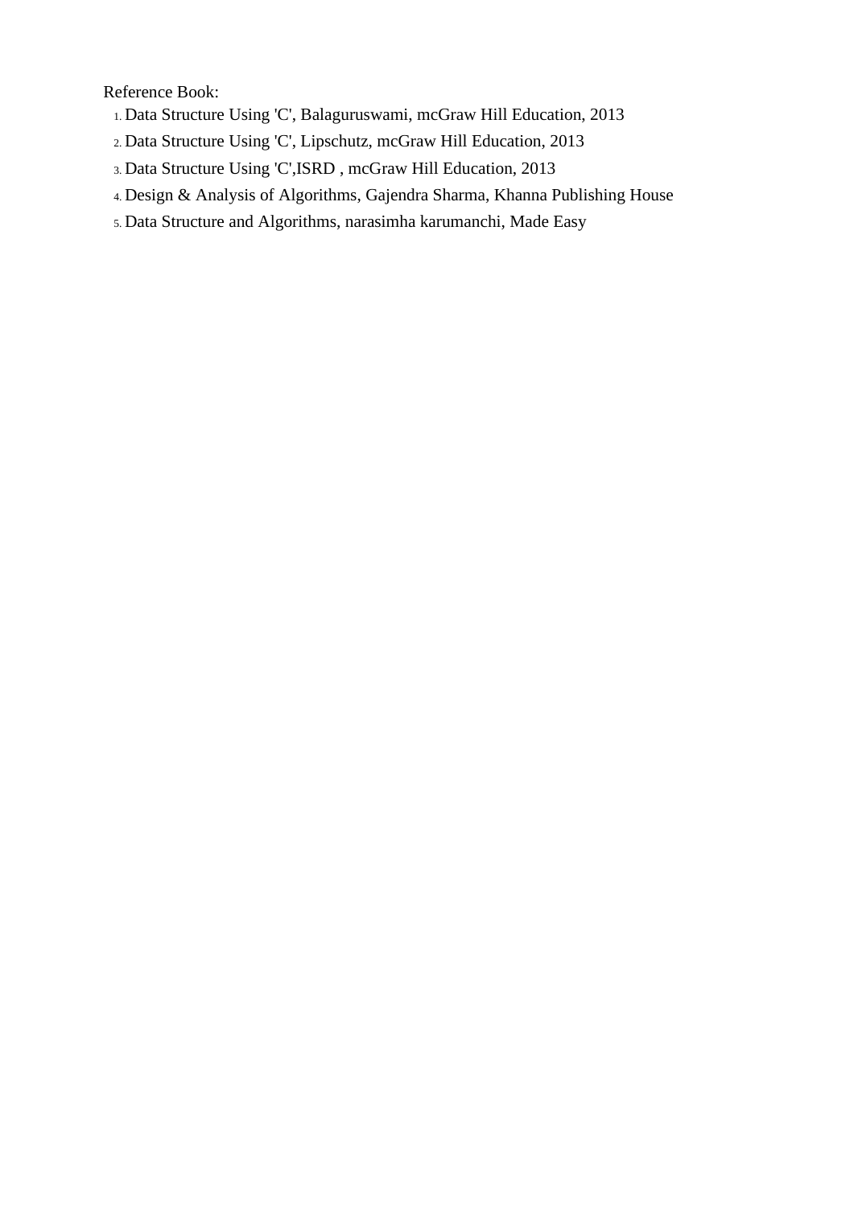Reference Book:

1. Data Structure Using 'C', Balaguruswami, mcGraw Hill Education, 2013
2. Data Structure Using 'C', Lipschutz, mcGraw Hill Education, 2013
3. Data Structure Using 'C',ISRD , mcGraw Hill Education, 2013
4. Design & Analysis of Algorithms, Gajendra Sharma, Khanna Publishing House
5. Data Structure and Algorithms, narasimha karumanchi, Made Easy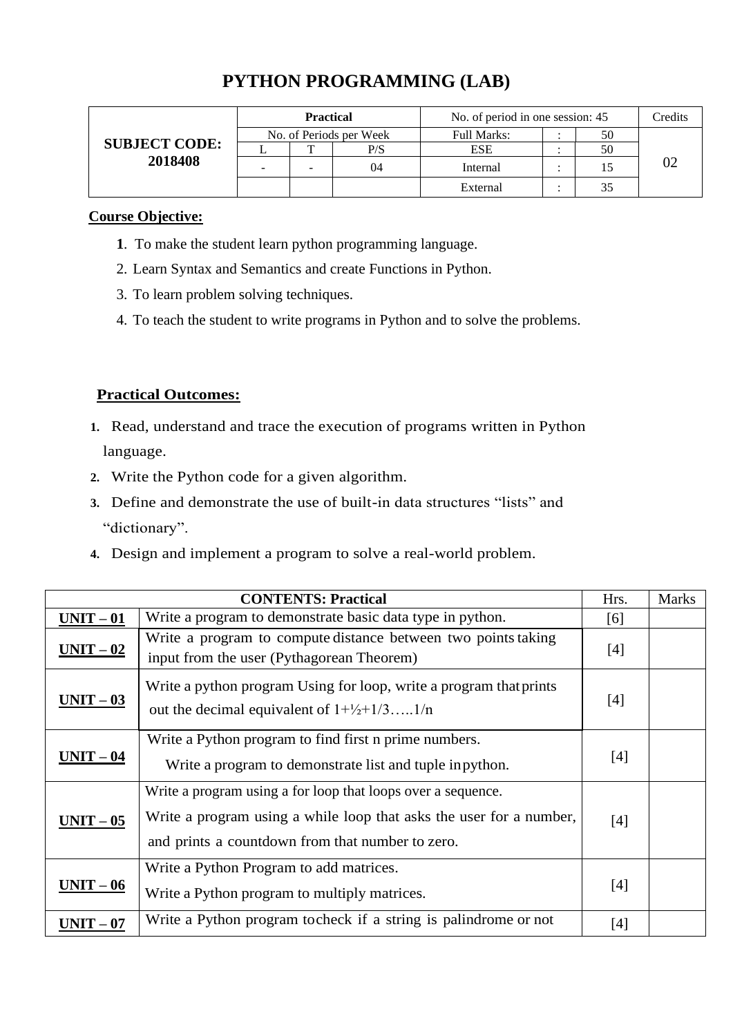# PYTHON PROGRAMMING (LAB)

| SUBJECT CODE: 2018408 | Practical | | | No. of period in one session: 45 | | | Credits |
|---|---|---|---|---|---|---|---|
| | No. of Periods per Week | | | Full Marks: | : | 50 | 02 |
| | L | T | P/S | ESE | : | 50 | |
| | - | - | 04 | Internal | : | 15 | |
| | | | | External | : | 35 | |

**Course Objective:**

1. To make the student learn python programming language.
2. Learn Syntax and Semantics and create Functions in Python.
3. To learn problem solving techniques.
4. To teach the student to write programs in Python and to solve the problems.

**Practical Outcomes:**

1. Read, understand and trace the execution of programs written in Python language.
2. Write the Python code for a given algorithm.
3. Define and demonstrate the use of built-in data structures "lists" and "dictionary".
4. Design and implement a program to solve a real-world problem.

| CONTENTS: Practical | | Hrs. | Marks |
|---|---|---|---|
| **UNIT – 01** | Write a program to demonstrate basic data type in python. | [6] | |
| **UNIT – 02** | Write a program to compute distance between two points taking input from the user (Pythagorean Theorem) | [4] | |
| **UNIT – 03** | Write a python program Using for loop, write a program that prints out the decimal equivalent of 1+½+1/3…..1/n | [4] | |
| **UNIT – 04** | Write a Python program to find first n prime numbers. Write a program to demonstrate list and tuple in python. | [4] | |
| **UNIT – 05** | Write a program using a for loop that loops over a sequence. Write a program using a while loop that asks the user for a number, and prints a countdown from that number to zero. | [4] | |
| **UNIT – 06** | Write a Python Program to add matrices. Write a Python program to multiply matrices. | [4] | |
| **UNIT – 07** | Write a Python program to check if a string is palindrome or not | [4] | |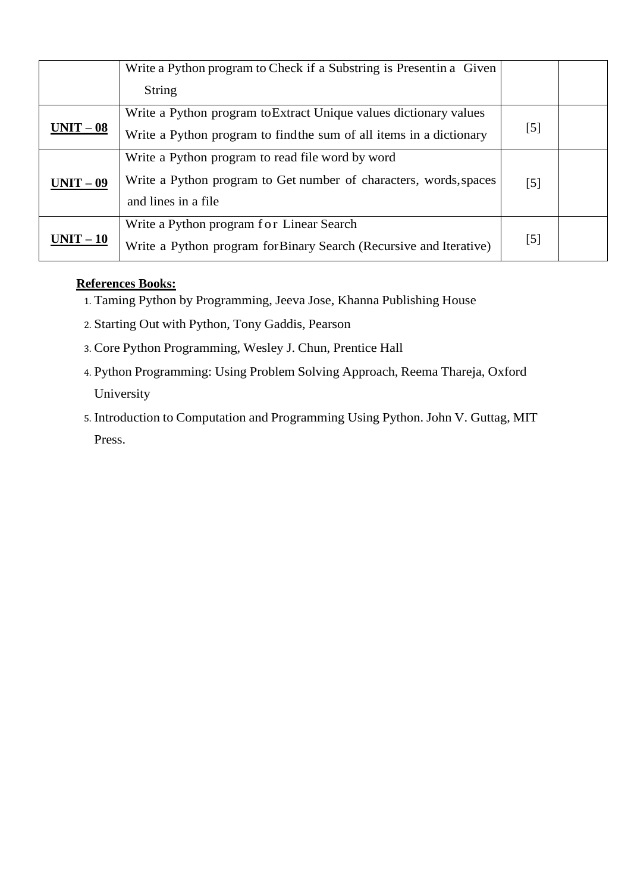| | | | |
|---|---|---|---|
| | Write a Python program to Check if a Substring is Present in a Given String | | |
| **UNIT – 08** | Write a Python program to Extract Unique values dictionary values<br>Write a Python program to find the sum of all items in a dictionary | [5] | |
| **UNIT – 09** | Write a Python program to read file word by word<br>Write a Python program to Get number of characters, words, spaces and lines in a file | [5] | |
| **UNIT – 10** | Write a Python program for Linear Search<br>Write a Python program for Binary Search (Recursive and Iterative) | [5] | |

**References Books:**

1. Taming Python by Programming, Jeeva Jose, Khanna Publishing House
2. Starting Out with Python, Tony Gaddis, Pearson
3. Core Python Programming, Wesley J. Chun, Prentice Hall
4. Python Programming: Using Problem Solving Approach, Reema Thareja, Oxford University
5. Introduction to Computation and Programming Using Python. John V. Guttag, MIT Press.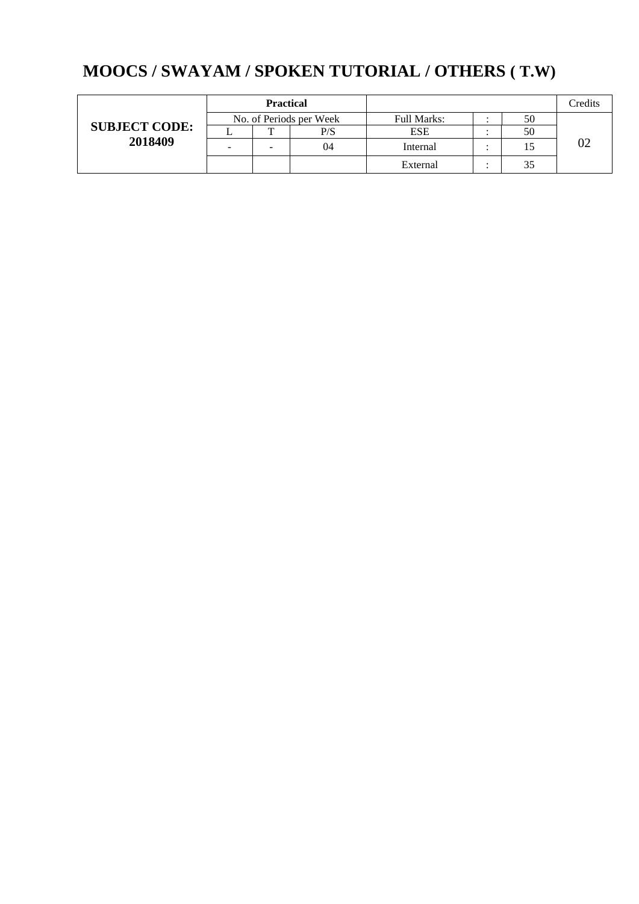# MOOCS / SWAYAM / SPOKEN TUTORIAL / OTHERS ( T.W)

| **SUBJECT CODE: 2018409** | **Practical** | | | | | | Credits |
|---|---|---|---|---|---|---|---|
| | No. of Periods per Week | | | Full Marks: | : | 50 | 02 |
| | L | T | P/S | ESE | : | 50 | |
| | - | - | 04 | Internal | : | 15 | |
| | | | | External | : | 35 | |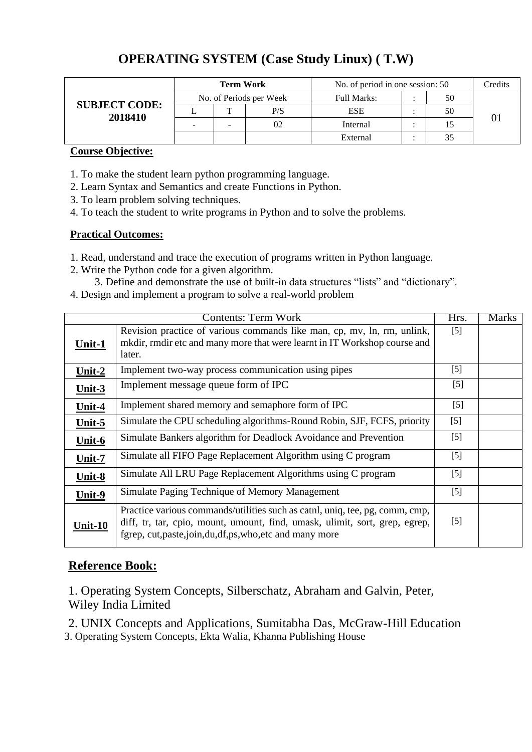# OPERATING SYSTEM (Case Study Linux) ( T.W)

| SUBJECT CODE: 2018410 | Term Work | | | No. of period in one session: 50 | | | Credits |
|---|---|---|---|---|---|---|---|
| | No. of Periods per Week | | | Full Marks: | : | 50 | 01 |
| | L | T | P/S | ESE | : | 50 | |
| | - | - | 02 | Internal | : | 15 | |
| | | | | External | : | 35 | |

**Course Objective:**

1. To make the student learn python programming language.
2. Learn Syntax and Semantics and create Functions in Python.
3. To learn problem solving techniques.
4. To teach the student to write programs in Python and to solve the problems.

**Practical Outcomes:**

1. Read, understand and trace the execution of programs written in Python language.
2. Write the Python code for a given algorithm.
3. Define and demonstrate the use of built-in data structures "lists" and "dictionary".
4. Design and implement a program to solve a real-world problem

| Contents: Term Work | | Hrs. | Marks |
|---|---|---|---|
| **Unit-1** | Revision practice of various commands like man, cp, mv, ln, rm, unlink, mkdir, rmdir etc and many more that were learnt in IT Workshop course and later. | [5] | |
| **Unit-2** | Implement two-way process communication using pipes | [5] | |
| **Unit-3** | Implement message queue form of IPC | [5] | |
| **Unit-4** | Implement shared memory and semaphore form of IPC | [5] | |
| **Unit-5** | Simulate the CPU scheduling algorithms-Round Robin, SJF, FCFS, priority | [5] | |
| **Unit-6** | Simulate Bankers algorithm for Deadlock Avoidance and Prevention | [5] | |
| **Unit-7** | Simulate all FIFO Page Replacement Algorithm using C program | [5] | |
| **Unit-8** | Simulate All LRU Page Replacement Algorithms using C program | [5] | |
| **Unit-9** | Simulate Paging Technique of Memory Management | [5] | |
| **Unit-10** | Practice various commands/utilities such as catnl, uniq, tee, pg, comm, cmp, diff, tr, tar, cpio, mount, umount, find, umask, ulimit, sort, grep, egrep, fgrep, cut,paste,join,du,df,ps,who,etc and many more | [5] | |

## Reference Book:

1. Operating System Concepts, Silberschatz, Abraham and Galvin, Peter, Wiley India Limited
2. UNIX Concepts and Applications, Sumitabha Das, McGraw-Hill Education
3. Operating System Concepts, Ekta Walia, Khanna Publishing House